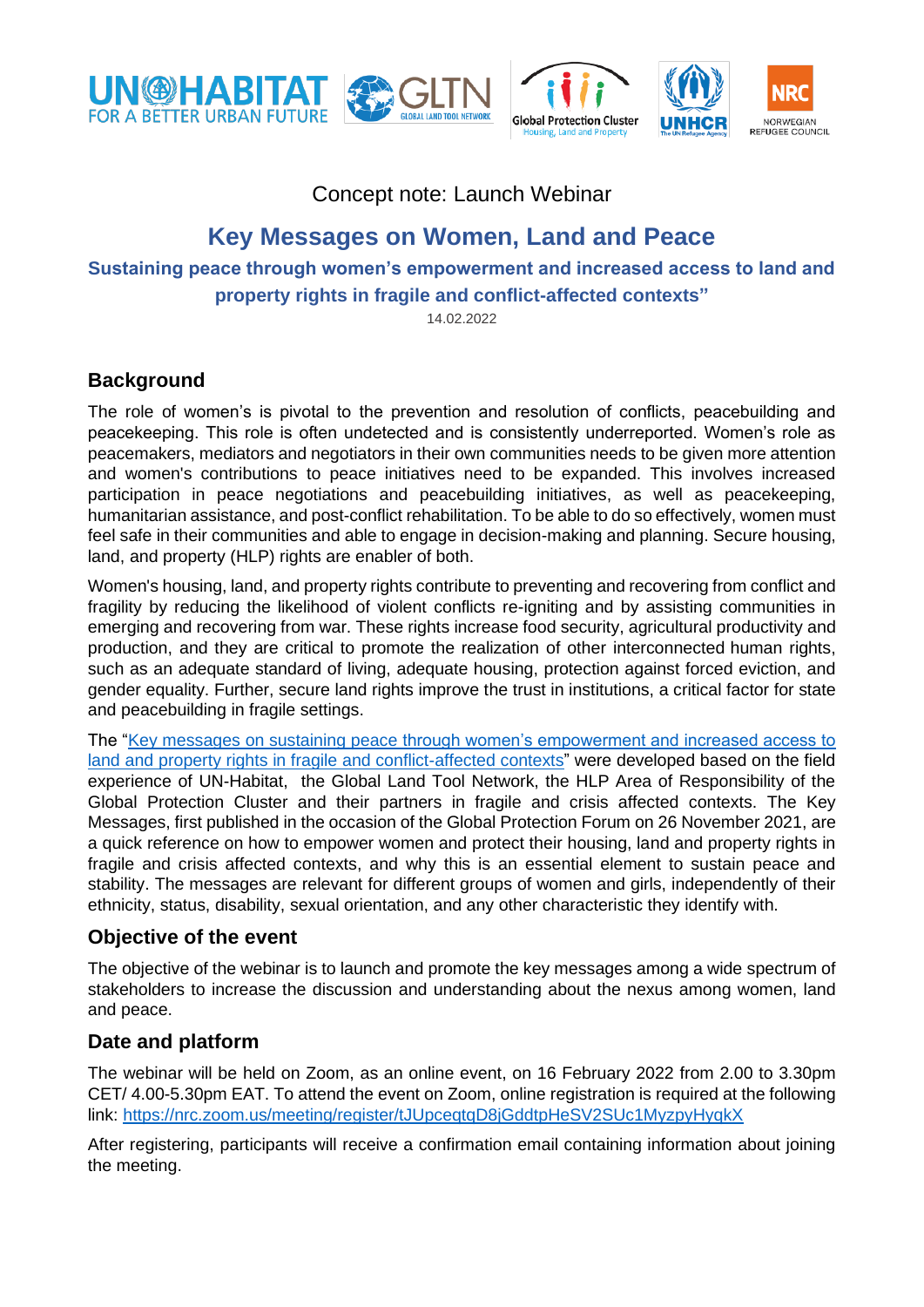Concept note: Launch Webinar

# Key Messages on Women, Land and Peace

## Sustaining peace through women's empowerment and increased access to land and property rights in fragile and conflict-affected contexts"

14.02.2022

## Background

The role of women's is pivotal to the prevention and resolution of conflicts, peacebuilding and peacekeeping. This role is often undetected and is consistently underreported. Women's role as peacemakers, mediators and negotiators in their own communities needs to be given more attention and women's contributions to peace initiatives need to be expanded. This involves increased participation in peace negotiations and peacebuilding initiatives, as well as peacekeeping, humanitarian assistance, and post-conflict rehabilitation. To be able to do so effectively, women must feel safe in their communities and able to engage in decision-making and planning. Secure housing, land, and property (HLP) rights are enabler of both.

Women's housing, land, and property rights contribute to preventing and recovering from conflict and fragility by reducing the likelihood of violent conflicts re-igniting and by assisting communities in emerging and recovering from war. These rights increase food security, agricultural productivity and production, and they are critical to promote the realization of other interconnected human rights, such as an adequate standard of living, adequate housing, protection against forced eviction, and gender equality. Further, secure land rights improve the trust in institutions, a critical factor for state and peacebuilding in fragile settings.

The "Key messages on sustaining peace through women's empowerment and increased access to land and property rights in fragile and conflict-affected contexts" were developed based on the field experience of UN-Habitat, the Global Land Tool Network, the HLP Area of Responsibility of the Global Protection Cluster and their partners in fragile and crisis affected contexts. The Key Messages, first published in the occasion of the Global Protection Forum on 26 November 2021, are a quick reference on how to empower women and protect their housing, land and property rights in fragile and crisis affected contexts, and why this is an essential element to sustain peace and stability. The messages are relevant for different groups of women and girls, independently of their ethnicity, status, disability, sexual orientation, and any other characteristic they identify with.

## Objective of the event

The objective of the webinar is to launch and promote the key messages among a wide spectrum of stakeholders to increase the discussion and understanding about the nexus among women, land and peace.

## Date and platform

The webinar will be held on Zoom, as an online event, on 16 February 2022 from 2.00 to 3.30pm CET/ 4.00-5.30pm EAT. To attend the event on Zoom, online registration is required at the following link: https://nrc.zoom.us/meeting/register/tJUpceqtqD8jGddtpHeSV2SUc1MyzpyHygkX

After registering, participants will receive a confirmation email containing information about joining the meeting.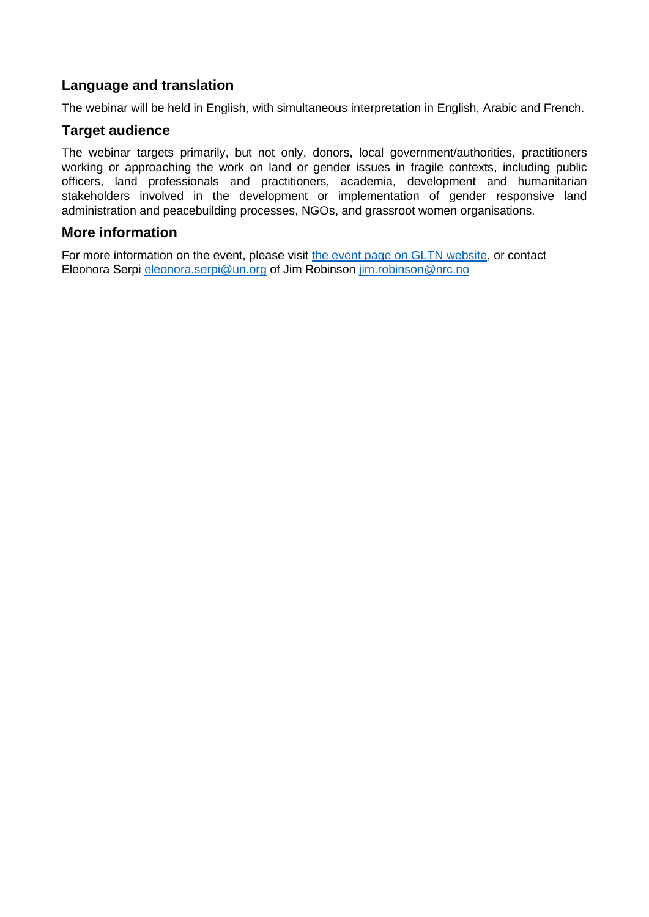## Language and translation

The webinar will be held in English, with simultaneous interpretation in English, Arabic and French.

## Target audience

The webinar targets primarily, but not only, donors, local government/authorities, practitioners working or approaching the work on land or gender issues in fragile contexts, including public officers, land professionals and practitioners, academia, development and humanitarian stakeholders involved in the development or implementation of gender responsive land administration and peacebuilding processes, NGOs, and grassroot women organisations.

## More information

For more information on the event, please visit [the event page on GLTN website](), or contact Eleonora Serpi [eleonora.serpi@un.org](mailto:eleonora.serpi@un.org) of Jim Robinson [jim.robinson@nrc.no](mailto:jim.robinson@nrc.no)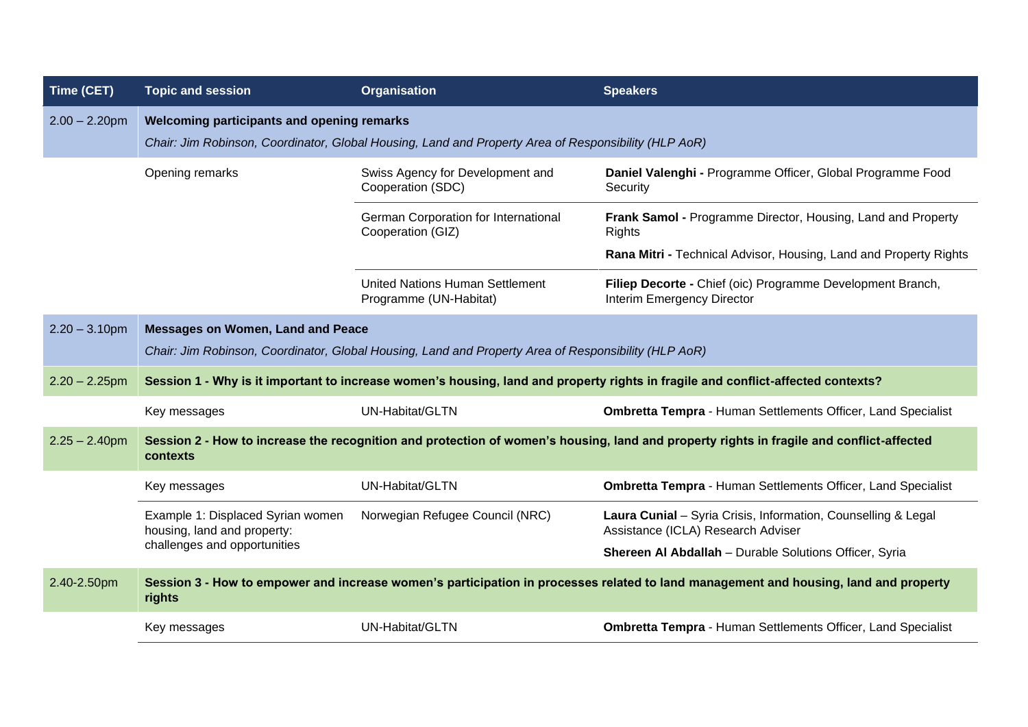| Time (CET) | Topic and session | Organisation | Speakers |
|---|---|---|---|
| 2.00 – 2.20pm | **Welcoming participants and opening remarks**<br>*Chair: Jim Robinson, Coordinator, Global Housing, Land and Property Area of Responsibility (HLP AoR)* | | |
| | Opening remarks | Swiss Agency for Development and Cooperation (SDC) | **Daniel Valenghi -** Programme Officer, Global Programme Food Security |
| | | German Corporation for International Cooperation (GIZ) | **Frank Samol -** Programme Director, Housing, Land and Property Rights<br>**Rana Mitri -** Technical Advisor, Housing, Land and Property Rights |
| | | United Nations Human Settlement Programme (UN-Habitat) | **Filiep Decorte -** Chief (oic) Programme Development Branch, Interim Emergency Director |
| 2.20 – 3.10pm | **Messages on Women, Land and Peace**<br>*Chair: Jim Robinson, Coordinator, Global Housing, Land and Property Area of Responsibility (HLP AoR)* | | |
| 2.20 – 2.25pm | **Session 1 - Why is it important to increase women's housing, land and property rights in fragile and conflict-affected contexts?** | | |
| | Key messages | UN-Habitat/GLTN | **Ombretta Tempra** - Human Settlements Officer, Land Specialist |
| 2.25 – 2.40pm | **Session 2 - How to increase the recognition and protection of women's housing, land and property rights in fragile and conflict-affected contexts** | | |
| | Key messages | UN-Habitat/GLTN | **Ombretta Tempra** - Human Settlements Officer, Land Specialist |
| | Example 1: Displaced Syrian women housing, land and property: challenges and opportunities | Norwegian Refugee Council (NRC) | **Laura Cunial** – Syria Crisis, Information, Counselling & Legal Assistance (ICLA) Research Adviser<br>**Shereen Al Abdallah** – Durable Solutions Officer, Syria |
| 2.40-2.50pm | **Session 3 - How to empower and increase women's participation in processes related to land management and housing, land and property rights** | | |
| | Key messages | UN-Habitat/GLTN | **Ombretta Tempra** - Human Settlements Officer, Land Specialist |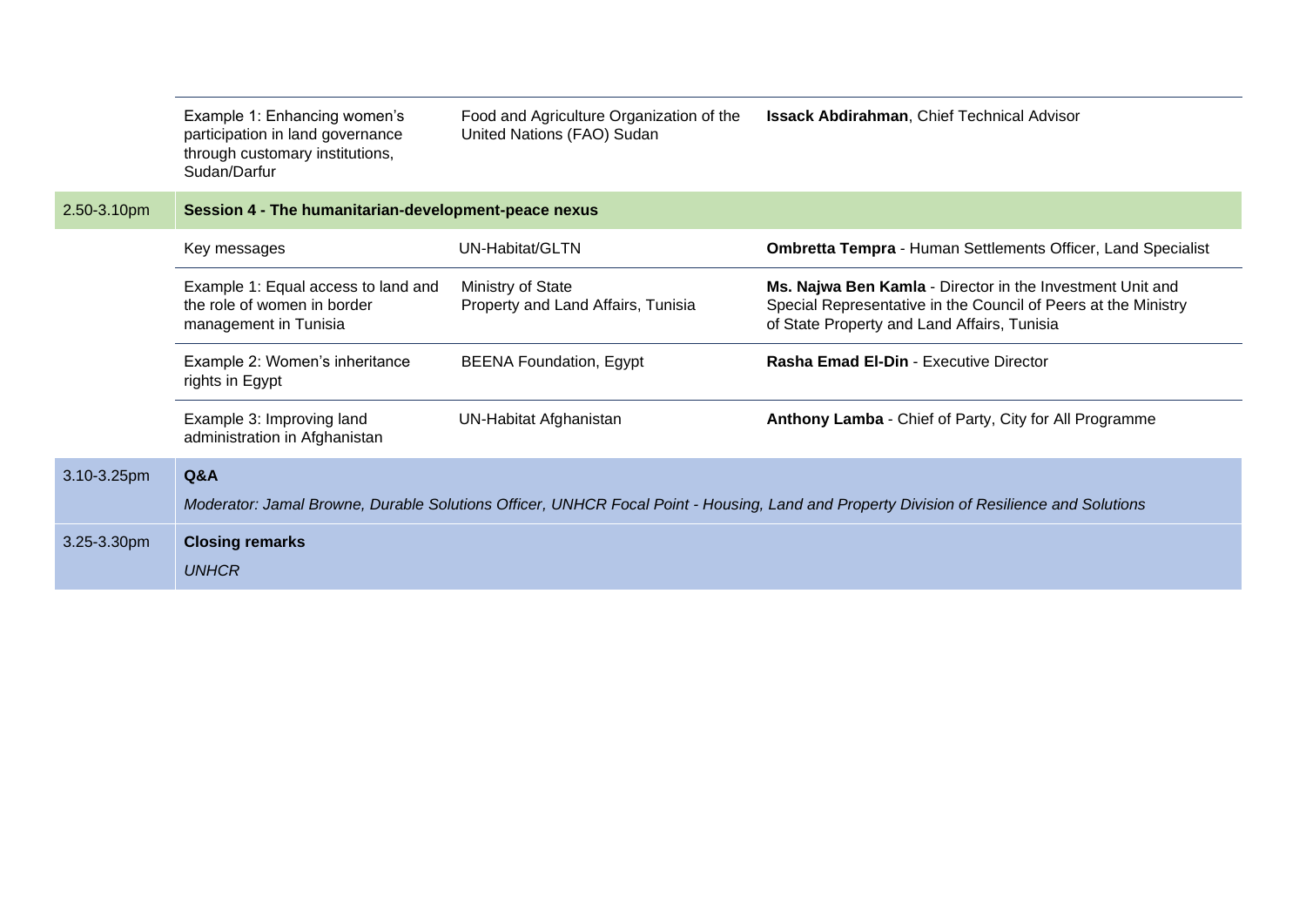| | | | |
|---|---|---|---|
| | Example 1: Enhancing women's participation in land governance through customary institutions, Sudan/Darfur | Food and Agriculture Organization of the United Nations (FAO) Sudan | **Issack Abdirahman**, Chief Technical Advisor |
| 2.50-3.10pm | **Session 4 - The humanitarian-development-peace nexus** | | |
| | Key messages | UN-Habitat/GLTN | **Ombretta Tempra** - Human Settlements Officer, Land Specialist |
| | Example 1: Equal access to land and the role of women in border management in Tunisia | Ministry of State Property and Land Affairs, Tunisia | **Ms. Najwa Ben Kamla** - Director in the Investment Unit and Special Representative in the Council of Peers at the Ministry of State Property and Land Affairs, Tunisia |
| | Example 2: Women's inheritance rights in Egypt | BEENA Foundation, Egypt | **Rasha Emad El-Din** - Executive Director |
| | Example 3: Improving land administration in Afghanistan | UN-Habitat Afghanistan | **Anthony Lamba** - Chief of Party, City for All Programme |
| 3.10-3.25pm | **Q&A** *Moderator: Jamal Browne, Durable Solutions Officer, UNHCR Focal Point - Housing, Land and Property Division of Resilience and Solutions* | | |
| 3.25-3.30pm | **Closing remarks** *UNHCR* | | |